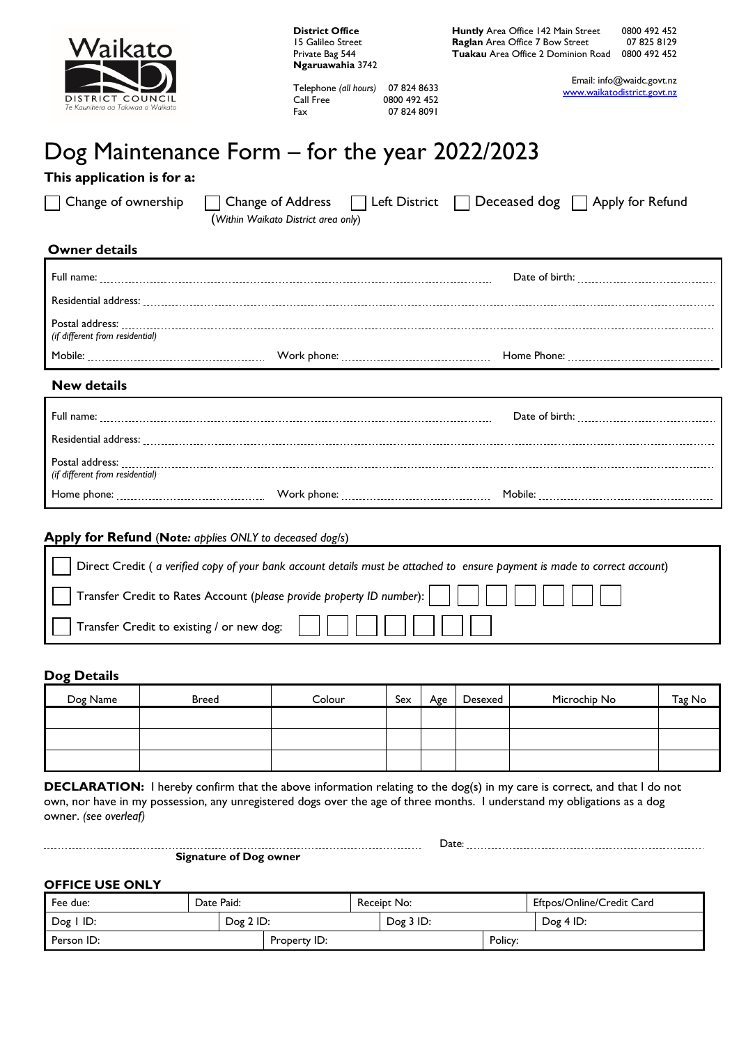Waikato DISTRICT COUNCIL
Te Kaunihera aa Takiwaa o Waikato

**District Office**
15 Galileo Street
Private Bag 544
**Ngaruawahia** 3742

Telephone *(all hours)* 07 824 8633
Call Free 0800 492 452
Fax 07 824 8091

**Huntly** Area Office 142 Main Street 0800 492 452
**Raglan** Area Office 7 Bow Street 07 825 8129
**Tuakau** Area Office 2 Dominion Road 0800 492 452

Email: info@waidc.govt.nz
www.waikatodistrict.govt.nz

# Dog Maintenance Form – for the year 2022/2023

**This application is for a:**

☐ Change of ownership ☐ Change of Address (*Within Waikato District area only*) ☐ Left District ☐ Deceased dog ☐ Apply for Refund

### Owner details

Full name: .................................................. Date of birth: ..............................

Residential address: ..................................................

Postal address: ..................................................
*(if different from residential)*

Mobile: .............................. Work phone: .............................. Home Phone: ..............................

### New details

Full name: .................................................. Date of birth: ..............................

Residential address: ..................................................

Postal address: ..................................................
*(if different from residential)*

Home phone: .............................. Work phone: .............................. Mobile: ..............................

### Apply for Refund (**Note:** *applies ONLY to deceased dog/s*)

☐ Direct Credit ( *a verified copy of your bank account details must be attached to ensure payment is made to correct account*)

☐ Transfer Credit to Rates Account (*please provide property ID number*): ☐☐☐☐☐☐☐

☐ Transfer Credit to existing / or new dog: ☐☐☐☐☐☐☐

### Dog Details

| Dog Name | Breed | Colour | Sex | Age | Desexed | Microchip No | Tag No |
|---|---|---|---|---|---|---|---|
| | | | | | | | |
| | | | | | | | |
| | | | | | | | |

**DECLARATION:** I hereby confirm that the above information relating to the dog(s) in my care is correct, and that I do not own, nor have in my possession, any unregistered dogs over the age of three months. I understand my obligations as a dog owner. *(see overleaf)*

.................................................. Date: ..............................
**Signature of Dog owner**

**OFFICE USE ONLY**

| Fee due: | Date Paid: | Receipt No: | Eftpos/Online/Credit Card |
|---|---|---|---|
| Dog 1 ID: | Dog 2 ID: | Dog 3 ID: | Dog 4 ID: |
| Person ID: | Property ID: | Policy: | |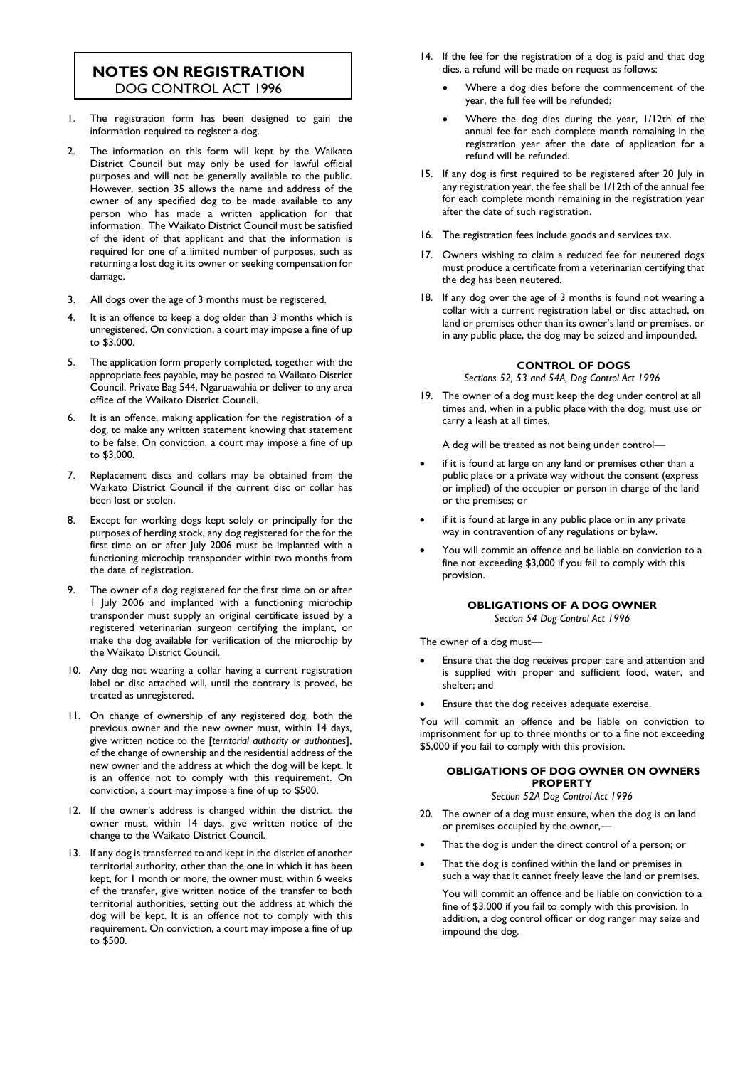## NOTES ON REGISTRATION
DOG CONTROL ACT 1996

1. The registration form has been designed to gain the information required to register a dog.
2. The information on this form will kept by the Waikato District Council but may only be used for lawful official purposes and will not be generally available to the public. However, section 35 allows the name and address of the owner of any specified dog to be made available to any person who has made a written application for that information. The Waikato District Council must be satisfied of the ident of that applicant and that the information is required for one of a limited number of purposes, such as returning a lost dog it its owner or seeking compensation for damage.
3. All dogs over the age of 3 months must be registered.
4. It is an offence to keep a dog older than 3 months which is unregistered. On conviction, a court may impose a fine of up to $3,000.
5. The application form properly completed, together with the appropriate fees payable, may be posted to Waikato District Council, Private Bag 544, Ngaruawahia or deliver to any area office of the Waikato District Council.
6. It is an offence, making application for the registration of a dog, to make any written statement knowing that statement to be false. On conviction, a court may impose a fine of up to $3,000.
7. Replacement discs and collars may be obtained from the Waikato District Council if the current disc or collar has been lost or stolen.
8. Except for working dogs kept solely or principally for the purposes of herding stock, any dog registered for the for the first time on or after July 2006 must be implanted with a functioning microchip transponder within two months from the date of registration.
9. The owner of a dog registered for the first time on or after 1 July 2006 and implanted with a functioning microchip transponder must supply an original certificate issued by a registered veterinarian surgeon certifying the implant, or make the dog available for verification of the microchip by the Waikato District Council.
10. Any dog not wearing a collar having a current registration label or disc attached will, until the contrary is proved, be treated as unregistered.
11. On change of ownership of any registered dog, both the previous owner and the new owner must, within 14 days, give written notice to the [*territorial authority or authorities*], of the change of ownership and the residential address of the new owner and the address at which the dog will be kept. It is an offence not to comply with this requirement. On conviction, a court may impose a fine of up to $500.
12. If the owner's address is changed within the district, the owner must, within 14 days, give written notice of the change to the Waikato District Council.
13. If any dog is transferred to and kept in the district of another territorial authority, other than the one in which it has been kept, for 1 month or more, the owner must, within 6 weeks of the transfer, give written notice of the transfer to both territorial authorities, setting out the address at which the dog will be kept. It is an offence not to comply with this requirement. On conviction, a court may impose a fine of up to $500.
14. If the fee for the registration of a dog is paid and that dog dies, a refund will be made on request as follows:
    - Where a dog dies before the commencement of the year, the full fee will be refunded:
    - Where the dog dies during the year, 1/12th of the annual fee for each complete month remaining in the registration year after the date of application for a refund will be refunded.
15. If any dog is first required to be registered after 20 July in any registration year, the fee shall be 1/12th of the annual fee for each complete month remaining in the registration year after the date of such registration.
16. The registration fees include goods and services tax.
17. Owners wishing to claim a reduced fee for neutered dogs must produce a certificate from a veterinarian certifying that the dog has been neutered.
18. If any dog over the age of 3 months is found not wearing a collar with a current registration label or disc attached, on land or premises other than its owner's land or premises, or in any public place, the dog may be seized and impounded.

### CONTROL OF DOGS
*Sections 52, 53 and 54A, Dog Control Act 1996*

19. The owner of a dog must keep the dog under control at all times and, when in a public place with the dog, must use or carry a leash at all times.

    A dog will be treated as not being under control—

- if it is found at large on any land or premises other than a public place or a private way without the consent (express or implied) of the occupier or person in charge of the land or the premises; or
- if it is found at large in any public place or in any private way in contravention of any regulations or bylaw.
- You will commit an offence and be liable on conviction to a fine not exceeding $3,000 if you fail to comply with this provision.

### OBLIGATIONS OF A DOG OWNER
*Section 54 Dog Control Act 1996*

The owner of a dog must—

- Ensure that the dog receives proper care and attention and is supplied with proper and sufficient food, water, and shelter; and
- Ensure that the dog receives adequate exercise.

You will commit an offence and be liable on conviction to imprisonment for up to three months or to a fine not exceeding $5,000 if you fail to comply with this provision.

### OBLIGATIONS OF DOG OWNER ON OWNERS PROPERTY
*Section 52A Dog Control Act 1996*

20. The owner of a dog must ensure, when the dog is on land or premises occupied by the owner,—

- That the dog is under the direct control of a person; or
- That the dog is confined within the land or premises in such a way that it cannot freely leave the land or premises.

  You will commit an offence and be liable on conviction to a fine of $3,000 if you fail to comply with this provision. In addition, a dog control officer or dog ranger may seize and impound the dog.